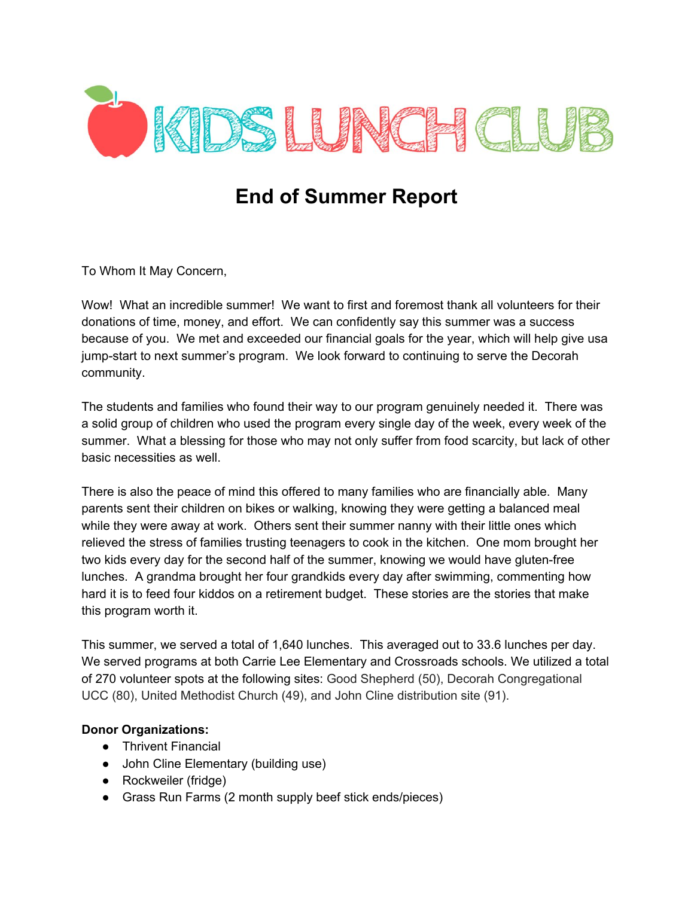# KIDS LUNCH CLUB

## End of Summer Report

To Whom It May Concern,

Wow! What an incredible summer! We want to first and foremost thank all volunteers for their donations of time, money, and effort. We can confidently say this summer was a success because of you. We met and exceeded our financial goals for the year, which will help give usa jump-start to next summer's program. We look forward to continuing to serve the Decorah community.

The students and families who found their way to our program genuinely needed it. There was a solid group of children who used the program every single day of the week, every week of the summer. What a blessing for those who may not only suffer from food scarcity, but lack of other basic necessities as well.

There is also the peace of mind this offered to many families who are financially able. Many parents sent their children on bikes or walking, knowing they were getting a balanced meal while they were away at work. Others sent their summer nanny with their little ones which relieved the stress of families trusting teenagers to cook in the kitchen. One mom brought her two kids every day for the second half of the summer, knowing we would have gluten-free lunches. A grandma brought her four grandkids every day after swimming, commenting how hard it is to feed four kiddos on a retirement budget. These stories are the stories that make this program worth it.

This summer, we served a total of 1,640 lunches. This averaged out to 33.6 lunches per day. We served programs at both Carrie Lee Elementary and Crossroads schools. We utilized a total of 270 volunteer spots at the following sites: Good Shepherd (50), Decorah Congregational UCC (80), United Methodist Church (49), and John Cline distribution site (91).

**Donor Organizations:**

- Thrivent Financial
- John Cline Elementary (building use)
- Rockweiler (fridge)
- Grass Run Farms (2 month supply beef stick ends/pieces)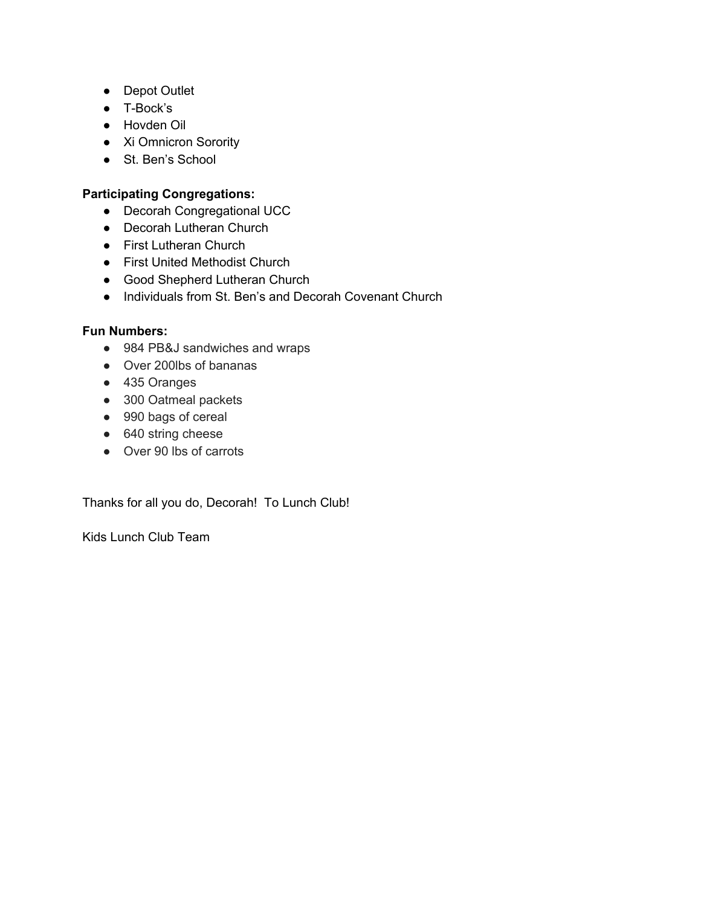- Depot Outlet
- T-Bock's
- Hovden Oil
- Xi Omnicron Sorority
- St. Ben's School

**Participating Congregations:**

- Decorah Congregational UCC
- Decorah Lutheran Church
- First Lutheran Church
- First United Methodist Church
- Good Shepherd Lutheran Church
- Individuals from St. Ben's and Decorah Covenant Church

**Fun Numbers:**

- 984 PB&J sandwiches and wraps
- Over 200lbs of bananas
- 435 Oranges
- 300 Oatmeal packets
- 990 bags of cereal
- 640 string cheese
- Over 90 lbs of carrots

Thanks for all you do, Decorah! To Lunch Club!

Kids Lunch Club Team